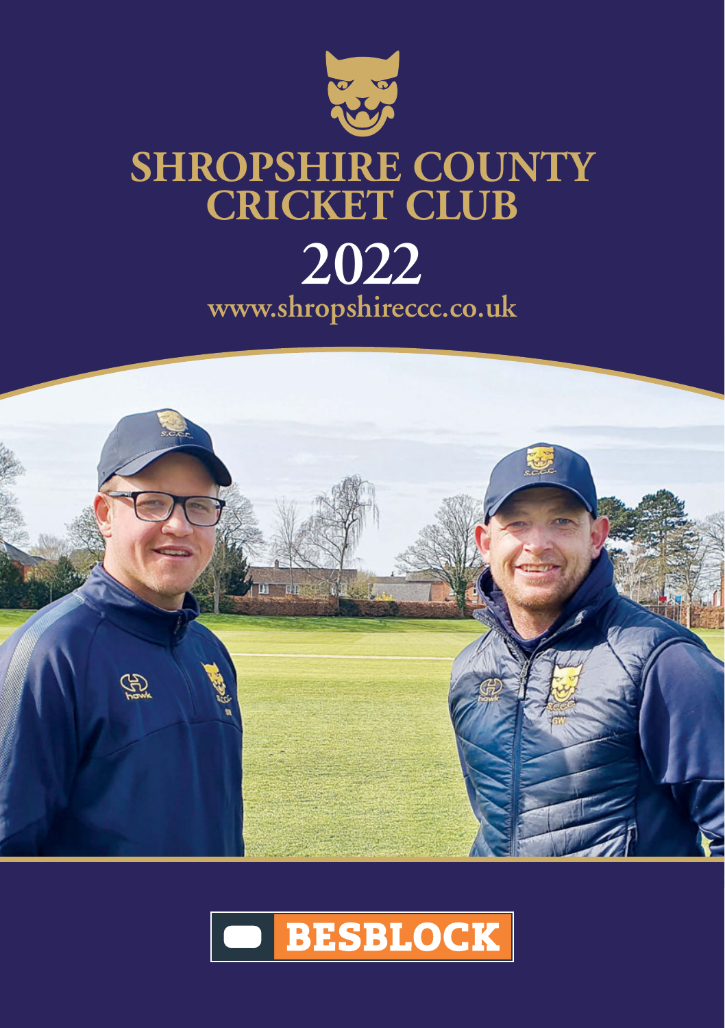# SHROPSHIRE COUNTY CRICKET CLUB

## 2022

www.shropshireccc.co.uk

BESBLOCK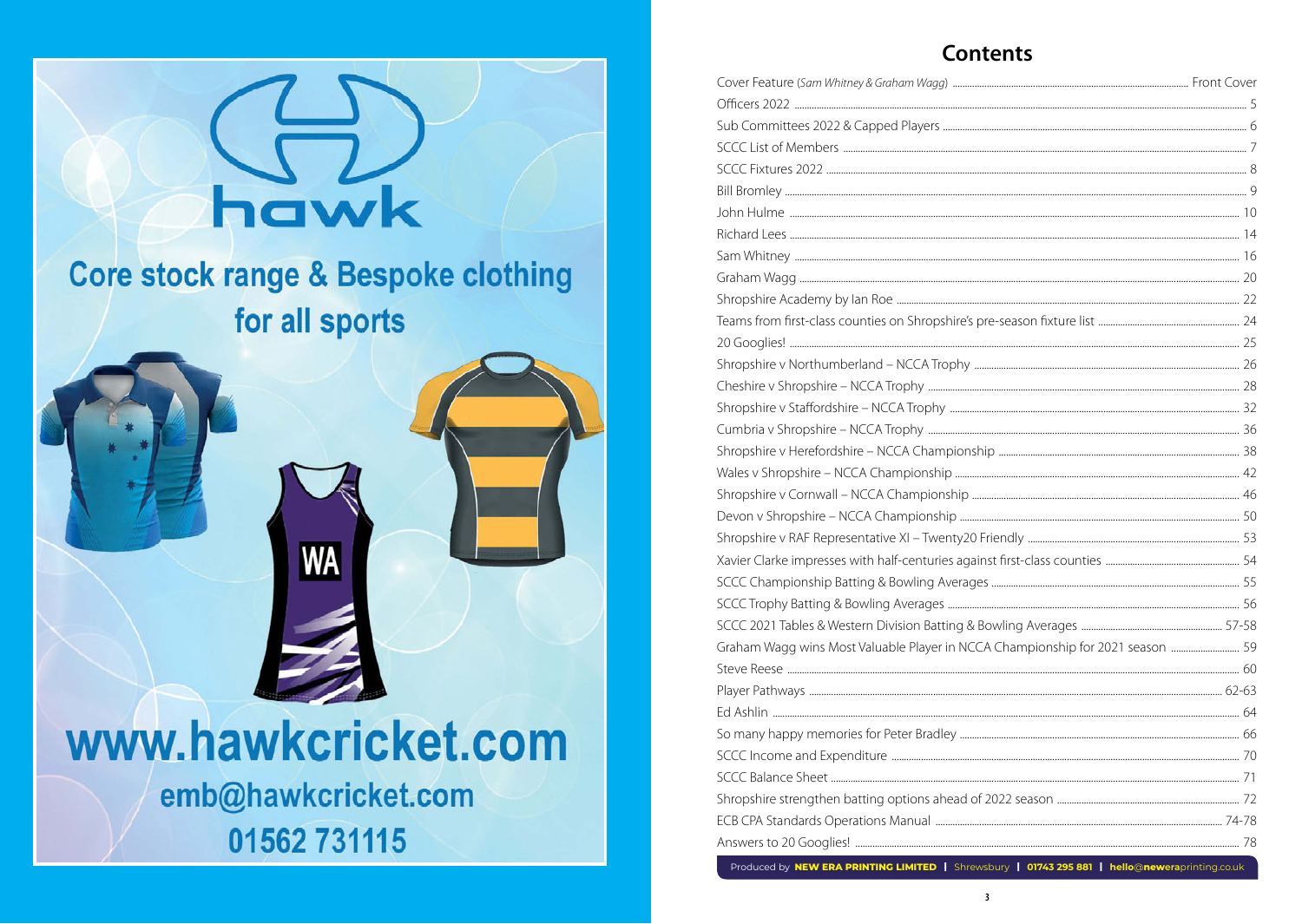hawk

Core stock range & Bespoke clothing for all sports

www.hawkcricket.com

emb@hawkcricket.com

01562 731115

## Contents

| | |
|---|---|
| Cover Feature (*Sam Whitney & Graham Wagg*) | Front Cover |
| Officers 2022 | 5 |
| Sub Committees 2022 & Capped Players | 6 |
| SCCC List of Members | 7 |
| SCCC Fixtures 2022 | 8 |
| Bill Bromley | 9 |
| John Hulme | 10 |
| Richard Lees | 14 |
| Sam Whitney | 16 |
| Graham Wagg | 20 |
| Shropshire Academy by Ian Roe | 22 |
| Teams from first-class counties on Shropshire's pre-season fixture list | 24 |
| 20 Googlies! | 25 |
| Shropshire v Northumberland – NCCA Trophy | 26 |
| Cheshire v Shropshire – NCCA Trophy | 28 |
| Shropshire v Staffordshire – NCCA Trophy | 32 |
| Cumbria v Shropshire – NCCA Trophy | 36 |
| Shropshire v Herefordshire – NCCA Championship | 38 |
| Wales v Shropshire – NCCA Championship | 42 |
| Shropshire v Cornwall – NCCA Championship | 46 |
| Devon v Shropshire – NCCA Championship | 50 |
| Shropshire v RAF Representative XI – Twenty20 Friendly | 53 |
| Xavier Clarke impresses with half-centuries against first-class counties | 54 |
| SCCC Championship Batting & Bowling Averages | 55 |
| SCCC Trophy Batting & Bowling Averages | 56 |
| SCCC 2021 Tables & Western Division Batting & Bowling Averages | 57-58 |
| Graham Wagg wins Most Valuable Player in NCCA Championship for 2021 season | 59 |
| Steve Reese | 60 |
| Player Pathways | 62-63 |
| Ed Ashlin | 64 |
| So many happy memories for Peter Bradley | 66 |
| SCCC Income and Expenditure | 70 |
| SCCC Balance Sheet | 71 |
| Shropshire strengthen batting options ahead of 2022 season | 72 |
| ECB CPA Standards Operations Manual | 74-78 |
| Answers to 20 Googlies! | 78 |

Produced by **NEW ERA PRINTING LIMITED** | Shrewsbury | **01743 295 881** | **hello@newera**printing.co.uk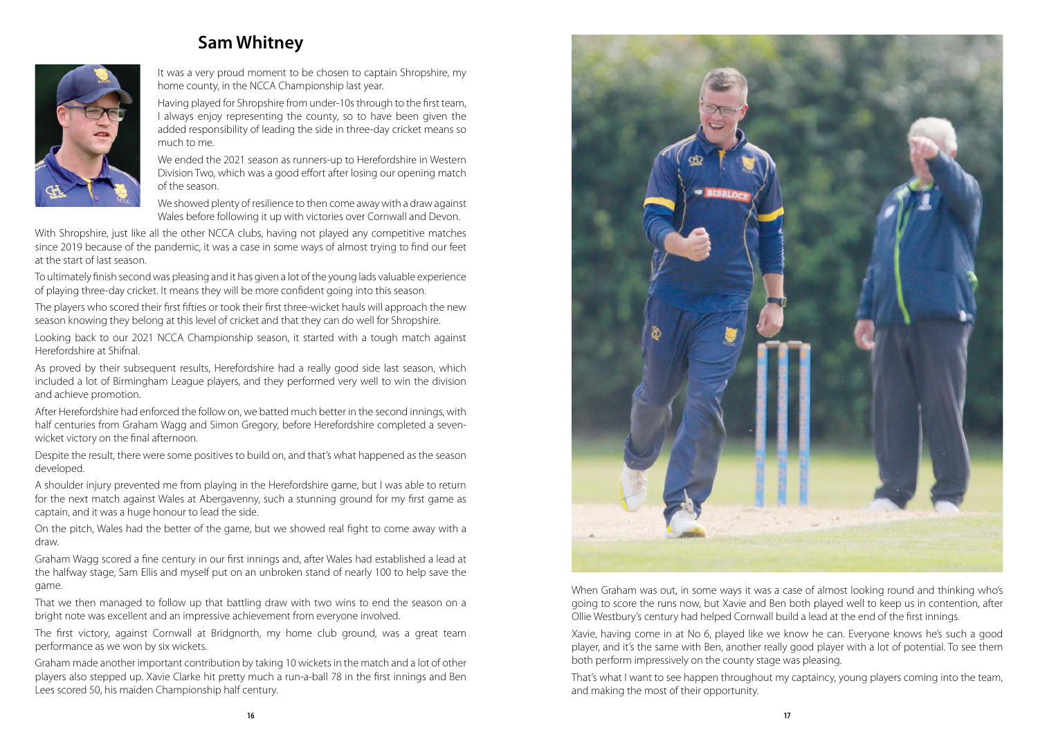## Sam Whitney

It was a very proud moment to be chosen to captain Shropshire, my home county, in the NCCA Championship last year.

Having played for Shropshire from under-10s through to the first team, I always enjoy representing the county, so to have been given the added responsibility of leading the side in three-day cricket means so much to me.

We ended the 2021 season as runners-up to Herefordshire in Western Division Two, which was a good effort after losing our opening match of the season.

We showed plenty of resilience to then come away with a draw against Wales before following it up with victories over Cornwall and Devon.

With Shropshire, just like all the other NCCA clubs, having not played any competitive matches since 2019 because of the pandemic, it was a case in some ways of almost trying to find our feet at the start of last season.

To ultimately finish second was pleasing and it has given a lot of the young lads valuable experience of playing three-day cricket. It means they will be more confident going into this season.

The players who scored their first fifties or took their first three-wicket hauls will approach the new season knowing they belong at this level of cricket and that they can do well for Shropshire.

Looking back to our 2021 NCCA Championship season, it started with a tough match against Herefordshire at Shifnal.

As proved by their subsequent results, Herefordshire had a really good side last season, which included a lot of Birmingham League players, and they performed very well to win the division and achieve promotion.

After Herefordshire had enforced the follow on, we batted much better in the second innings, with half centuries from Graham Wagg and Simon Gregory, before Herefordshire completed a seven-wicket victory on the final afternoon.

Despite the result, there were some positives to build on, and that's what happened as the season developed.

A shoulder injury prevented me from playing in the Herefordshire game, but I was able to return for the next match against Wales at Abergavenny, such a stunning ground for my first game as captain, and it was a huge honour to lead the side.

On the pitch, Wales had the better of the game, but we showed real fight to come away with a draw.

Graham Wagg scored a fine century in our first innings and, after Wales had established a lead at the halfway stage, Sam Ellis and myself put on an unbroken stand of nearly 100 to help save the game.

That we then managed to follow up that battling draw with two wins to end the season on a bright note was excellent and an impressive achievement from everyone involved.

The first victory, against Cornwall at Bridgnorth, my home club ground, was a great team performance as we won by six wickets.

Graham made another important contribution by taking 10 wickets in the match and a lot of other players also stepped up. Xavie Clarke hit pretty much a run-a-ball 78 in the first innings and Ben Lees scored 50, his maiden Championship half century.

When Graham was out, in some ways it was a case of almost looking round and thinking who's going to score the runs now, but Xavie and Ben both played well to keep us in contention, after Ollie Westbury's century had helped Cornwall build a lead at the end of the first innings.

Xavie, having come in at No 6, played like we know he can. Everyone knows he's such a good player, and it's the same with Ben, another really good player with a lot of potential. To see them both perform impressively on the county stage was pleasing.

That's what I want to see happen throughout my captaincy, young players coming into the team, and making the most of their opportunity.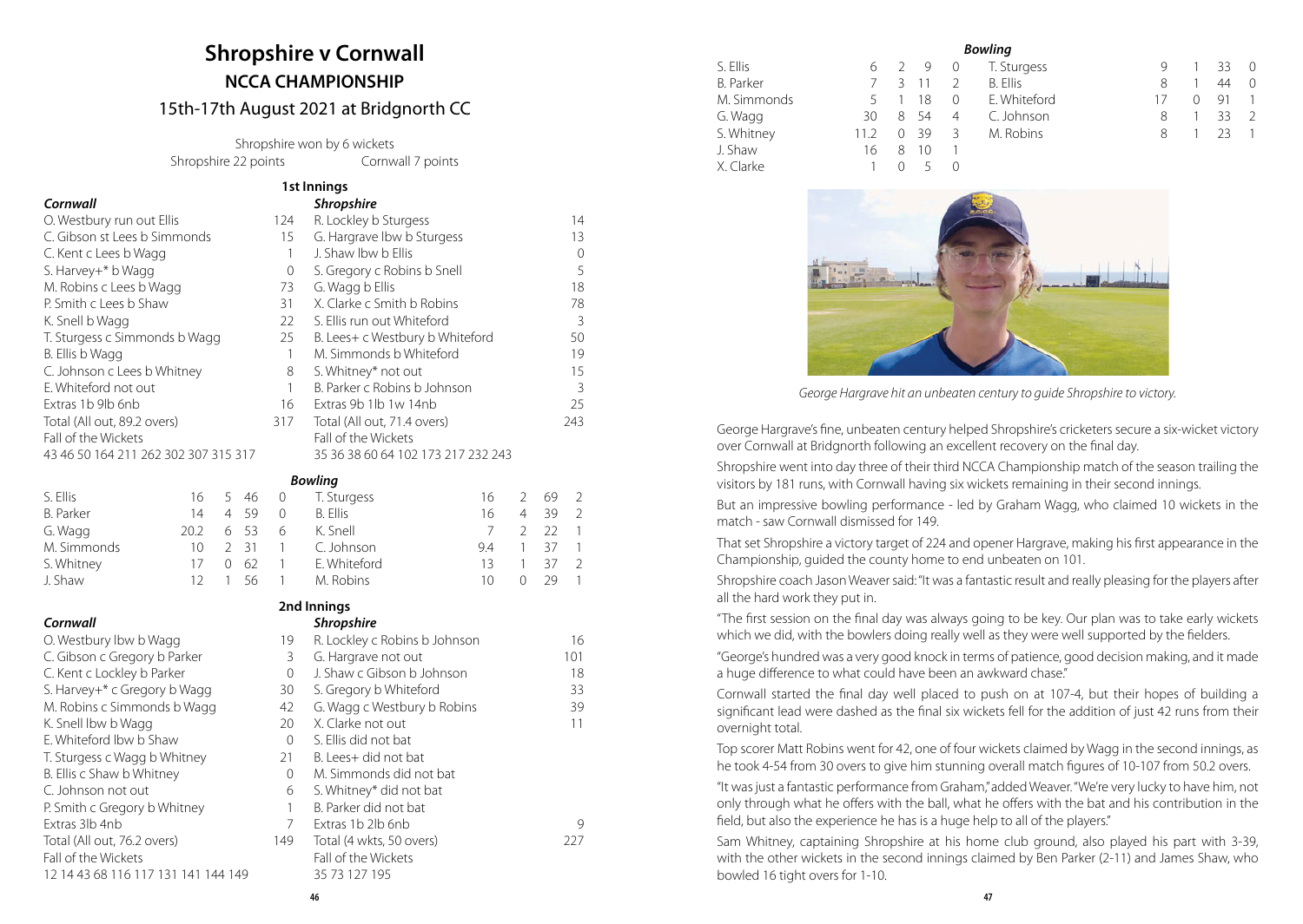# Shropshire v Cornwall

## NCCA CHAMPIONSHIP

### 15th-17th August 2021 at Bridgnorth CC

Shropshire won by 6 wickets

Shropshire 22 points — Cornwall 7 points

### 1st Innings

| Cornwall | | Shropshire | |
|---|---|---|---|
| O. Westbury run out Ellis | 124 | R. Lockley b Sturgess | 14 |
| C. Gibson st Lees b Simmonds | 15 | G. Hargrave lbw b Sturgess | 13 |
| C. Kent c Lees b Wagg | 1 | J. Shaw lbw b Ellis | 0 |
| S. Harvey+* b Wagg | 0 | S. Gregory c Robins b Snell | 5 |
| M. Robins c Lees b Wagg | 73 | G. Wagg b Ellis | 18 |
| P. Smith c Lees b Shaw | 31 | X. Clarke c Smith b Robins | 78 |
| K. Snell b Wagg | 22 | S. Ellis run out Whiteford | 3 |
| T. Sturgess c Simmonds b Wagg | 25 | B. Lees+ c Westbury b Whiteford | 50 |
| B. Ellis b Wagg | 1 | M. Simmonds b Whiteford | 19 |
| C. Johnson c Lees b Whitney | 8 | S. Whitney* not out | 15 |
| E. Whiteford not out | 1 | B. Parker c Robins b Johnson | 3 |
| Extras 1b 9lb 6nb | 16 | Extras 9b 1lb 1w 14nb | 25 |
| Total (All out, 89.2 overs) | 317 | Total (All out, 71.4 overs) | 243 |
| Fall of the Wickets | | Fall of the Wickets | |
| 43 46 50 164 211 262 302 307 315 317 | | 35 36 38 60 64 102 173 217 232 243 | |

#### Bowling

| | | | | | | | | | |
|---|---|---|---|---|---|---|---|---|---|
| S. Ellis | 16 | 5 | 46 | 0 | T. Sturgess | 16 | 2 | 69 | 2 |
| B. Parker | 14 | 4 | 59 | 0 | B. Ellis | 16 | 4 | 39 | 2 |
| G. Wagg | 20.2 | 6 | 53 | 6 | K. Snell | 7 | 2 | 22 | 1 |
| M. Simmonds | 10 | 2 | 31 | 1 | C. Johnson | 9.4 | 1 | 37 | 1 |
| S. Whitney | 17 | 0 | 62 | 1 | E. Whiteford | 13 | 1 | 37 | 2 |
| J. Shaw | 12 | 1 | 56 | 1 | M. Robins | 10 | 0 | 29 | 1 |

### 2nd Innings

| Cornwall | | Shropshire | |
|---|---|---|---|
| O. Westbury lbw b Wagg | 19 | R. Lockley c Robins b Johnson | 16 |
| C. Gibson c Gregory b Parker | 3 | G. Hargrave not out | 101 |
| C. Kent c Lockley b Parker | 0 | J. Shaw c Gibson b Johnson | 18 |
| S. Harvey+* c Gregory b Wagg | 30 | S. Gregory b Whiteford | 33 |
| M. Robins c Simmonds b Wagg | 42 | G. Wagg c Westbury b Robins | 39 |
| K. Snell lbw b Wagg | 20 | X. Clarke not out | 11 |
| E. Whiteford lbw b Shaw | 0 | S. Ellis did not bat | |
| T. Sturgess c Wagg b Whitney | 21 | B. Lees+ did not bat | |
| B. Ellis c Shaw b Whitney | 0 | M. Simmonds did not bat | |
| C. Johnson not out | 6 | S. Whitney* did not bat | |
| P. Smith c Gregory b Whitney | 1 | B. Parker did not bat | |
| Extras 3lb 4nb | 7 | Extras 1b 2lb 6nb | 9 |
| Total (All out, 76.2 overs) | 149 | Total (4 wkts, 50 overs) | 227 |
| Fall of the Wickets | | Fall of the Wickets | |
| 12 14 43 68 116 117 131 141 144 149 | | 35 73 127 195 | |

#### Bowling

| | | | | | | | | | |
|---|---|---|---|---|---|---|---|---|---|
| S. Ellis | 6 | 2 | 9 | 0 | T. Sturgess | 9 | 1 | 33 | 0 |
| B. Parker | 7 | 3 | 11 | 2 | B. Ellis | 8 | 1 | 44 | 0 |
| M. Simmonds | 5 | 1 | 18 | 0 | E. Whiteford | 17 | 0 | 91 | 1 |
| G. Wagg | 30 | 8 | 54 | 4 | C. Johnson | 8 | 1 | 33 | 2 |
| S. Whitney | 11.2 | 0 | 39 | 3 | M. Robins | 8 | 1 | 23 | 1 |
| J. Shaw | 16 | 8 | 10 | 1 | | | | | |
| X. Clarke | 1 | 0 | 5 | 0 | | | | | |

*George Hargrave hit an unbeaten century to guide Shropshire to victory.*

George Hargrave's fine, unbeaten century helped Shropshire's cricketers secure a six-wicket victory over Cornwall at Bridgnorth following an excellent recovery on the final day.

Shropshire went into day three of their third NCCA Championship match of the season trailing the visitors by 181 runs, with Cornwall having six wickets remaining in their second innings.

But an impressive bowling performance - led by Graham Wagg, who claimed 10 wickets in the match - saw Cornwall dismissed for 149.

That set Shropshire a victory target of 224 and opener Hargrave, making his first appearance in the Championship, guided the county home to end unbeaten on 101.

Shropshire coach Jason Weaver said: "It was a fantastic result and really pleasing for the players after all the hard work they put in.

"The first session on the final day was always going to be key. Our plan was to take early wickets which we did, with the bowlers doing really well as they were well supported by the fielders.

"George's hundred was a very good knock in terms of patience, good decision making, and it made a huge difference to what could have been an awkward chase."

Cornwall started the final day well placed to push on at 107-4, but their hopes of building a significant lead were dashed as the final six wickets fell for the addition of just 42 runs from their overnight total.

Top scorer Matt Robins went for 42, one of four wickets claimed by Wagg in the second innings, as he took 4-54 from 30 overs to give him stunning overall match figures of 10-107 from 50.2 overs.

"It was just a fantastic performance from Graham," added Weaver. "We're very lucky to have him, not only through what he offers with the ball, what he offers with the bat and his contribution in the field, but also the experience he has is a huge help to all of the players."

Sam Whitney, captaining Shropshire at his home club ground, also played his part with 3-39, with the other wickets in the second innings claimed by Ben Parker (2-11) and James Shaw, who bowled 16 tight overs for 1-10.